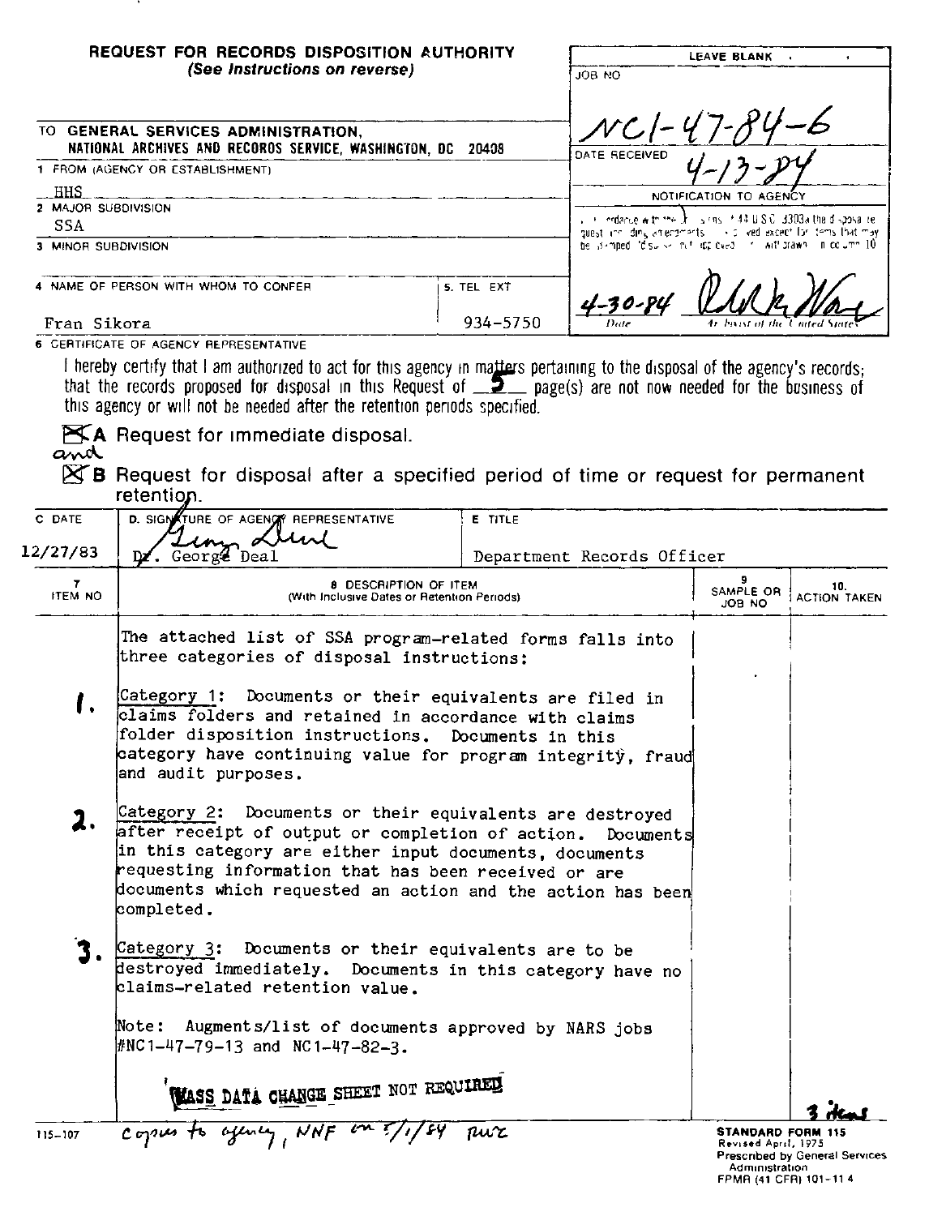# REQUEST FOR RECORDS DISPOSITION AUTHORITY

*(See Instructions on reverse)*

| LEAVE BLANK |
|---|
| JOB NO: NC1-47-84-6 |
| DATE RECEIVED: 4-13-84 |
| NOTIFICATION TO AGENCY |
| In accordance with the provisions of 44 U.S.C. 3303a the disposal request, including amendments, is approved except for items that may be stamped "disposal not approved" or "withdrawn" in column 10. |
| 4-30-84 (Date) — [signature] Archivist of the United States |

TO **GENERAL SERVICES ADMINISTRATION, NATIONAL ARCHIVES AND RECORDS SERVICE, WASHINGTON, DC 20408**

1 FROM (AGENCY OR ESTABLISHMENT)
HHS

2 MAJOR SUBDIVISION
SSA

3 MINOR SUBDIVISION

4 NAME OF PERSON WITH WHOM TO CONFER
Fran Sikora

5. TEL EXT
934-5750

6 CERTIFICATE OF AGENCY REPRESENTATIVE

I hereby certify that I am authorized to act for this agency in matters pertaining to the disposal of the agency's records; that the records proposed for disposal in this Request of 5 page(s) are not now needed for the business of this agency or will not be needed after the retention periods specified.

☒ **A** Request for immediate disposal.

and

☒ **B** Request for disposal after a specified period of time or request for permanent retention.

| C DATE | D. SIGNATURE OF AGENCY REPRESENTATIVE | E TITLE |
|---|---|---|
| 12/27/83 | Dr. George Deal | Department Records Officer |

| 7 ITEM NO | 8 DESCRIPTION OF ITEM (With Inclusive Dates or Retention Periods) | 9 SAMPLE OR JOB NO | 10. ACTION TAKEN |
|---|---|---|---|
| | The attached list of SSA program-related forms falls into three categories of disposal instructions: | | |
| 1. | Category 1: Documents or their equivalents are filed in claims folders and retained in accordance with claims folder disposition instructions. Documents in this category have continuing value for program integrity, fraud and audit purposes. | | |
| 2. | Category 2: Documents or their equivalents are destroyed after receipt of output or completion of action. Documents in this category are either input documents, documents requesting information that has been received or are documents which requested an action and the action has been completed. | | |
| 3. | Category 3: Documents or their equivalents are to be destroyed immediately. Documents in this category have no claims-related retention value. | | |
| | Note: Augments/list of documents approved by NARS jobs #NC1-47-79-13 and NC1-47-82-3. | | |
| | MASS DATA CHANGE SHEET NOT REQUIRED | | 3 items |

115-107 copies to agency, NNF on 5/1/84 rwz

**STANDARD FORM 115**
Revised April, 1975
Prescribed by General Services Administration
FPMR (41 CFR) 101-11.4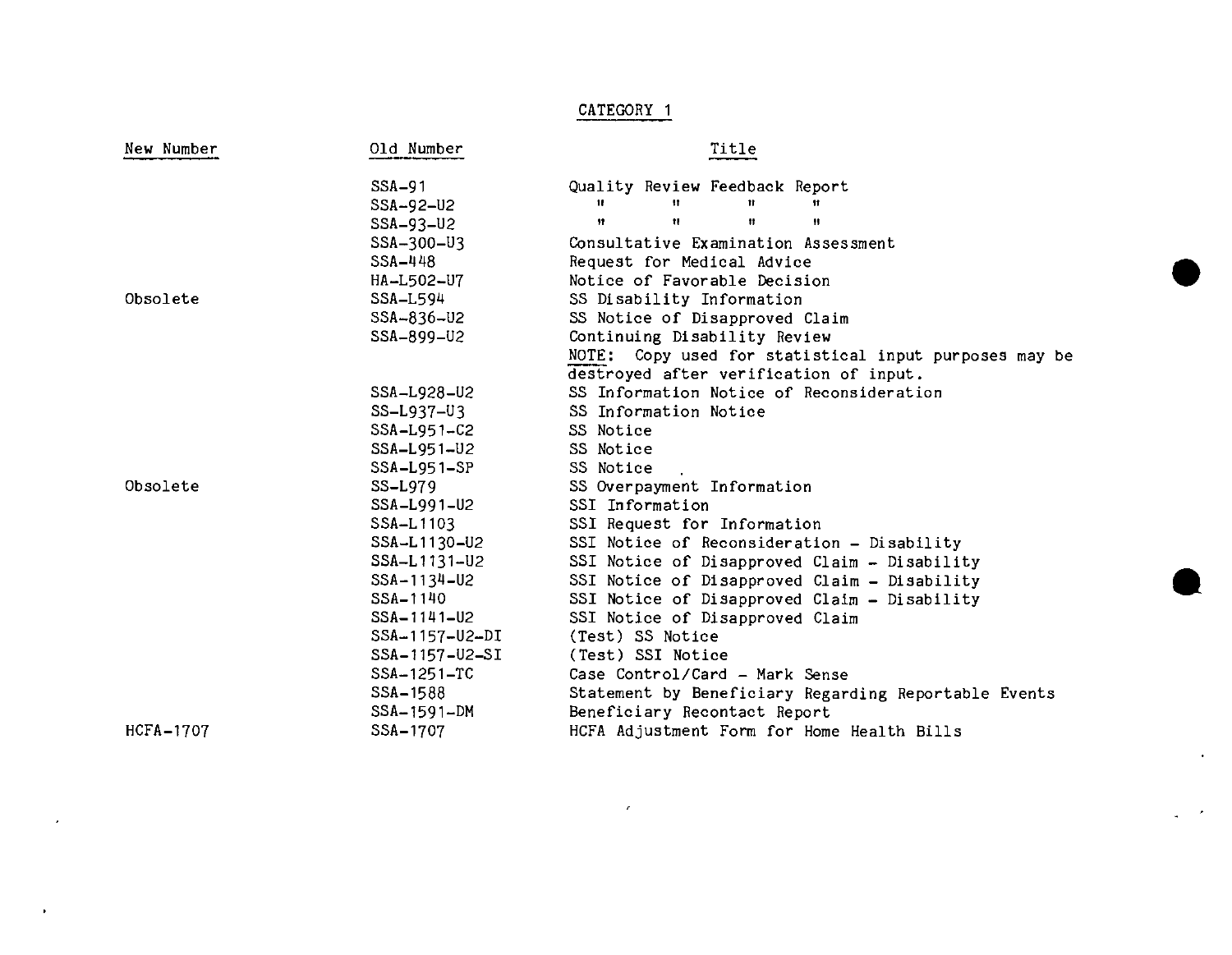## CATEGORY 1

| New Number | Old Number | Title |
|---|---|---|
| | SSA-91 | Quality Review Feedback Report |
| | SSA-92-U2 | " " " " |
| | SSA-93-U2 | " " " " |
| | SSA-300-U3 | Consultative Examination Assessment |
| | SSA-448 | Request for Medical Advice |
| | HA-L502-U7 | Notice of Favorable Decision |
| Obsolete | SSA-L594 | SS Disability Information |
| | SSA-836-U2 | SS Notice of Disapproved Claim |
| | SSA-899-U2 | Continuing Disability Review<br>NOTE: Copy used for statistical input purposes may be destroyed after verification of input. |
| | SSA-L928-U2 | SS Information Notice of Reconsideration |
| | SS-L937-U3 | SS Information Notice |
| | SSA-L951-C2 | SS Notice |
| | SSA-L951-U2 | SS Notice |
| | SSA-L951-SP | SS Notice |
| Obsolete | SS-L979 | SS Overpayment Information |
| | SSA-L991-U2 | SSI Information |
| | SSA-L1103 | SSI Request for Information |
| | SSA-L1130-U2 | SSI Notice of Reconsideration - Disability |
| | SSA-L1131-U2 | SSI Notice of Disapproved Claim - Disability |
| | SSA-1134-U2 | SSI Notice of Disapproved Claim - Disability |
| | SSA-1140 | SSI Notice of Disapproved Claim - Disability |
| | SSA-1141-U2 | SSI Notice of Disapproved Claim |
| | SSA-1157-U2-DI | (Test) SS Notice |
| | SSA-1157-U2-SI | (Test) SSI Notice |
| | SSA-1251-TC | Case Control/Card - Mark Sense |
| | SSA-1588 | Statement by Beneficiary Regarding Reportable Events |
| | SSA-1591-DM | Beneficiary Recontact Report |
| HCFA-1707 | SSA-1707 | HCFA Adjustment Form for Home Health Bills |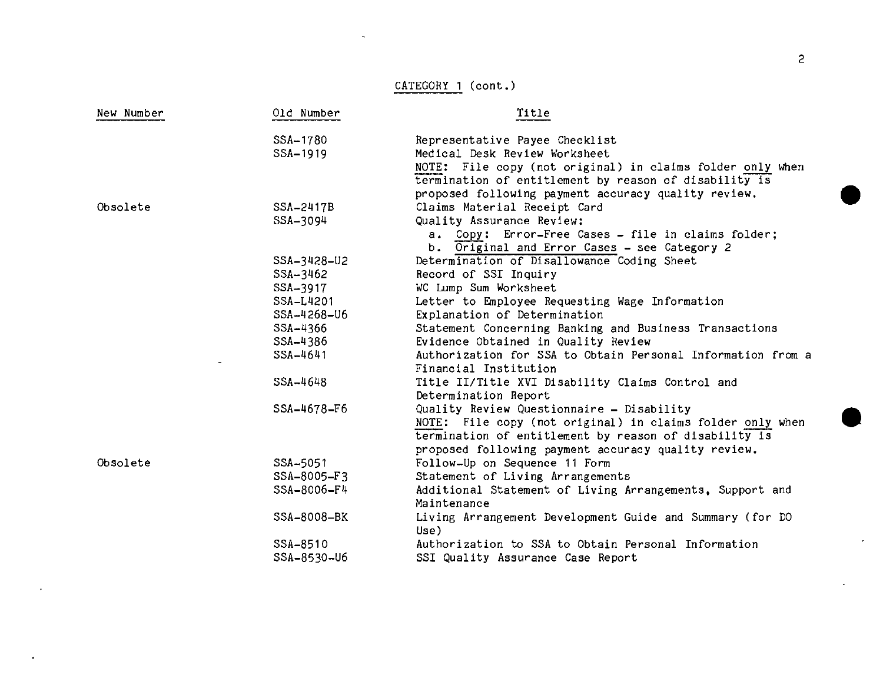CATEGORY 1 (cont.)

| New Number | Old Number | Title |
|---|---|---|
| | SSA-1780 | Representative Payee Checklist |
| | SSA-1919 | Medical Desk Review Worksheet<br>NOTE: File copy (not original) in claims folder only when termination of entitlement by reason of disability is proposed following payment accuracy quality review. |
| Obsolete | SSA-2417B | Claims Material Receipt Card |
| | SSA-3094 | Quality Assurance Review:<br>a. Copy: Error-Free Cases - file in claims folder;<br>b. Original and Error Cases - see Category 2 |
| | SSA-3428-U2 | Determination of Disallowance Coding Sheet |
| | SSA-3462 | Record of SSI Inquiry |
| | SSA-3917 | WC Lump Sum Worksheet |
| | SSA-L4201 | Letter to Employee Requesting Wage Information |
| | SSA-4268-U6 | Explanation of Determination |
| | SSA-4366 | Statement Concerning Banking and Business Transactions |
| | SSA-4386 | Evidence Obtained in Quality Review |
| | SSA-4641 | Authorization for SSA to Obtain Personal Information from a Financial Institution |
| | SSA-4648 | Title II/Title XVI Disability Claims Control and Determination Report |
| | SSA-4678-F6 | Quality Review Questionnaire - Disability<br>NOTE: File copy (not original) in claims folder only when termination of entitlement by reason of disability is proposed following payment accuracy quality review. |
| Obsolete | SSA-5051 | Follow-Up on Sequence 11 Form |
| | SSA-8005-F3 | Statement of Living Arrangements |
| | SSA-8006-F4 | Additional Statement of Living Arrangements, Support and Maintenance |
| | SSA-8008-BK | Living Arrangement Development Guide and Summary (for DO Use) |
| | SSA-8510 | Authorization to SSA to Obtain Personal Information |
| | SSA-8530-U6 | SSI Quality Assurance Case Report |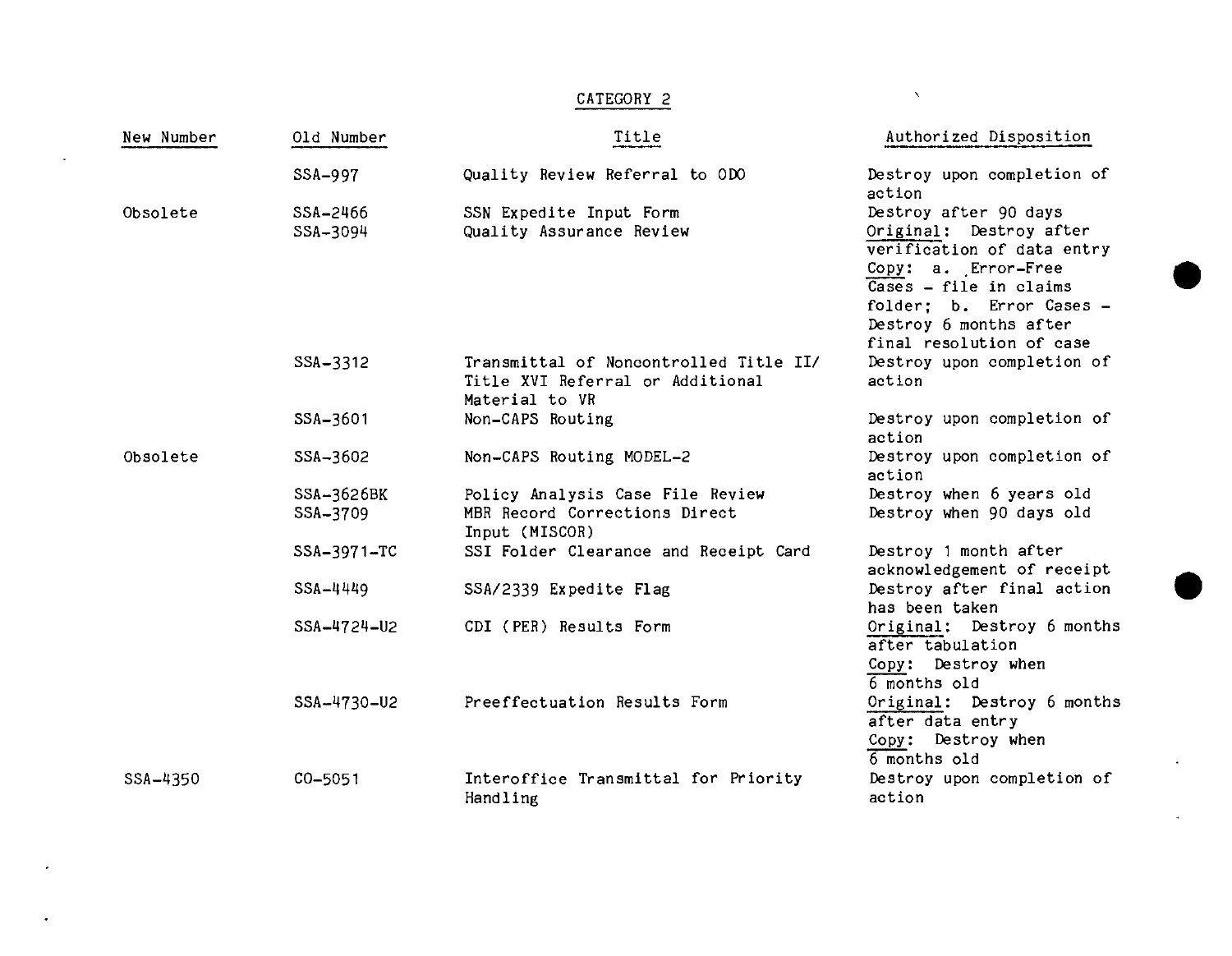# CATEGORY 2

| New Number | Old Number | Title | Authorized Disposition |
|---|---|---|---|
| | SSA-997 | Quality Review Referral to ODO | Destroy upon completion of action |
| Obsolete | SSA-2466 | SSN Expedite Input Form | Destroy after 90 days |
| | SSA-3094 | Quality Assurance Review | Original: Destroy after verification of data entry<br>Copy: a. Error-Free Cases - file in claims folder; b. Error Cases - Destroy 6 months after final resolution of case |
| | SSA-3312 | Transmittal of Noncontrolled Title II/ Title XVI Referral or Additional Material to VR | Destroy upon completion of action |
| | SSA-3601 | Non-CAPS Routing | Destroy upon completion of action |
| Obsolete | SSA-3602 | Non-CAPS Routing MODEL-2 | Destroy upon completion of action |
| | SSA-3626BK | Policy Analysis Case File Review | Destroy when 6 years old |
| | SSA-3709 | MBR Record Corrections Direct Input (MISCOR) | Destroy when 90 days old |
| | SSA-3971-TC | SSI Folder Clearance and Receipt Card | Destroy 1 month after acknowledgement of receipt |
| | SSA-4449 | SSA/2339 Expedite Flag | Destroy after final action has been taken |
| | SSA-4724-U2 | CDI (PER) Results Form | Original: Destroy 6 months after tabulation<br>Copy: Destroy when 6 months old |
| | SSA-4730-U2 | Preeffectuation Results Form | Original: Destroy 6 months after data entry<br>Copy: Destroy when 6 months old |
| SSA-4350 | CO-5051 | Interoffice Transmittal for Priority Handling | Destroy upon completion of action |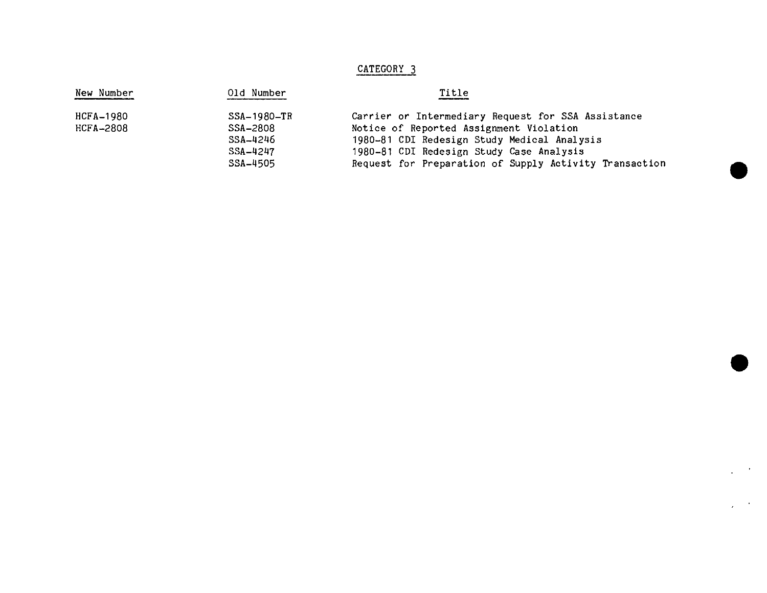## CATEGORY 3

| New Number | Old Number | Title |
|---|---|---|
| HCFA-1980 | SSA-1980-TR | Carrier or Intermediary Request for SSA Assistance |
| HCFA-2808 | SSA-2808 | Notice of Reported Assignment Violation |
| | SSA-4246 | 1980-81 CDI Redesign Study Medical Analysis |
| | SSA-4247 | 1980-81 CDI Redesign Study Case Analysis |
| | SSA-4505 | Request for Preparation of Supply Activity Transaction |